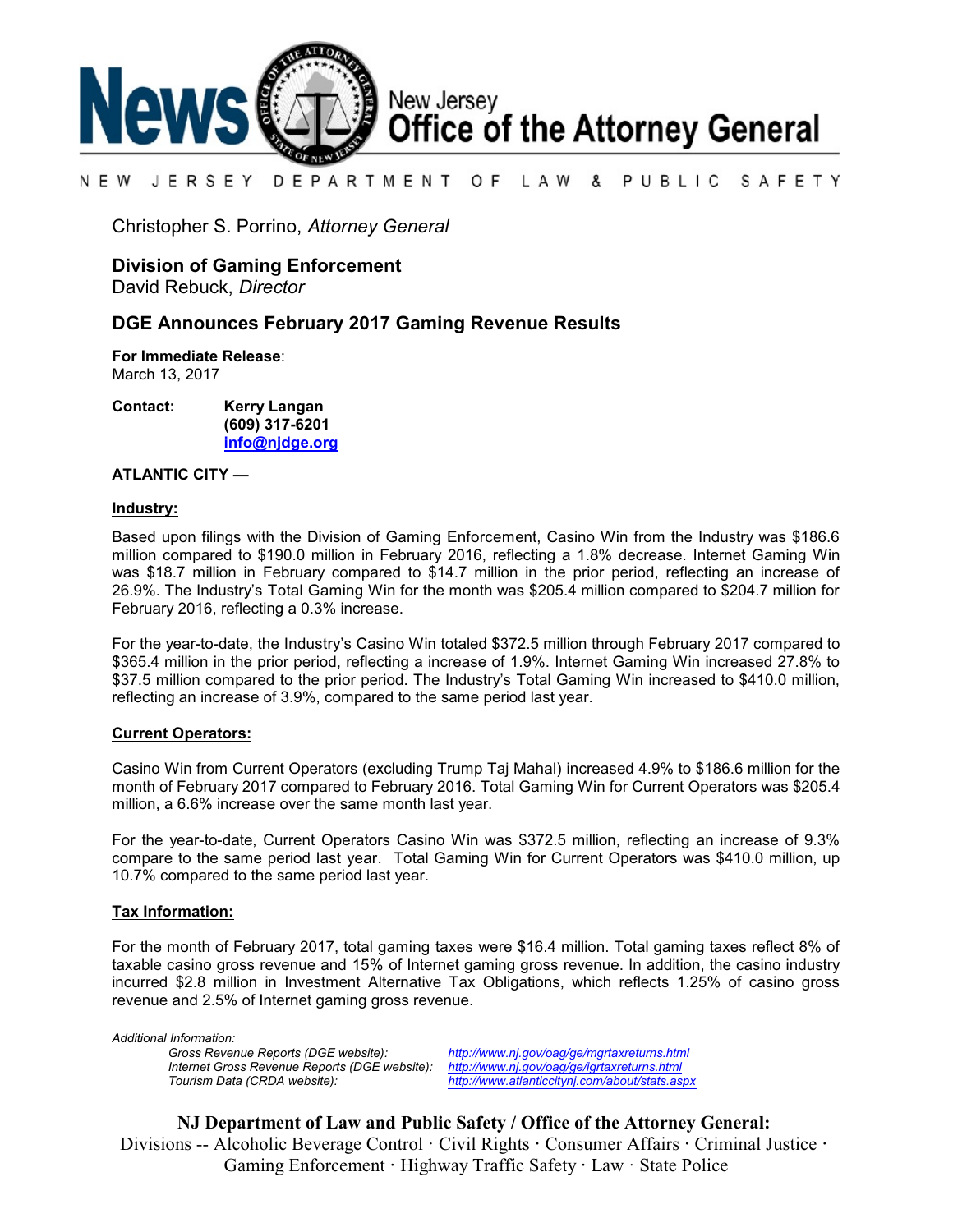# New Jersey Office of the Attorney General

NEW JERSEY DEPARTMENT OF LAW & PUBLIC SAFETY

Christopher S. Porrino, *Attorney General*

## Division of Gaming Enforcement

David Rebuck, *Director*

## DGE Announces February 2017 Gaming Revenue Results

**For Immediate Release**:
March 13, 2017

**Contact:** **Kerry Langan**
**(609) 317-6201**
**info@njdge.org**

**ATLANTIC CITY —**

**Industry:**

Based upon filings with the Division of Gaming Enforcement, Casino Win from the Industry was $186.6 million compared to $190.0 million in February 2016, reflecting a 1.8% decrease. Internet Gaming Win was $18.7 million in February compared to $14.7 million in the prior period, reflecting an increase of 26.9%. The Industry's Total Gaming Win for the month was $205.4 million compared to $204.7 million for February 2016, reflecting a 0.3% increase.

For the year-to-date, the Industry's Casino Win totaled $372.5 million through February 2017 compared to $365.4 million in the prior period, reflecting a increase of 1.9%. Internet Gaming Win increased 27.8% to $37.5 million compared to the prior period. The Industry's Total Gaming Win increased to $410.0 million, reflecting an increase of 3.9%, compared to the same period last year.

**Current Operators:**

Casino Win from Current Operators (excluding Trump Taj Mahal) increased 4.9% to $186.6 million for the month of February 2017 compared to February 2016. Total Gaming Win for Current Operators was $205.4 million, a 6.6% increase over the same month last year.

For the year-to-date, Current Operators Casino Win was $372.5 million, reflecting an increase of 9.3% compare to the same period last year. Total Gaming Win for Current Operators was $410.0 million, up 10.7% compared to the same period last year.

**Tax Information:**

For the month of February 2017, total gaming taxes were $16.4 million. Total gaming taxes reflect 8% of taxable casino gross revenue and 15% of Internet gaming gross revenue. In addition, the casino industry incurred $2.8 million in Investment Alternative Tax Obligations, which reflects 1.25% of casino gross revenue and 2.5% of Internet gaming gross revenue.

*Additional Information:*

| | |
|---|---|
| *Gross Revenue Reports (DGE website):* | *http://www.nj.gov/oag/ge/mgrtaxreturns.html* |
| *Internet Gross Revenue Reports (DGE website):* | *http://www.nj.gov/oag/ge/igrtaxreturns.html* |
| *Tourism Data (CRDA website):* | *http://www.atlanticcitynj.com/about/stats.aspx* |

**NJ Department of Law and Public Safety / Office of the Attorney General:**
Divisions -- Alcoholic Beverage Control · Civil Rights · Consumer Affairs · Criminal Justice · Gaming Enforcement · Highway Traffic Safety · Law · State Police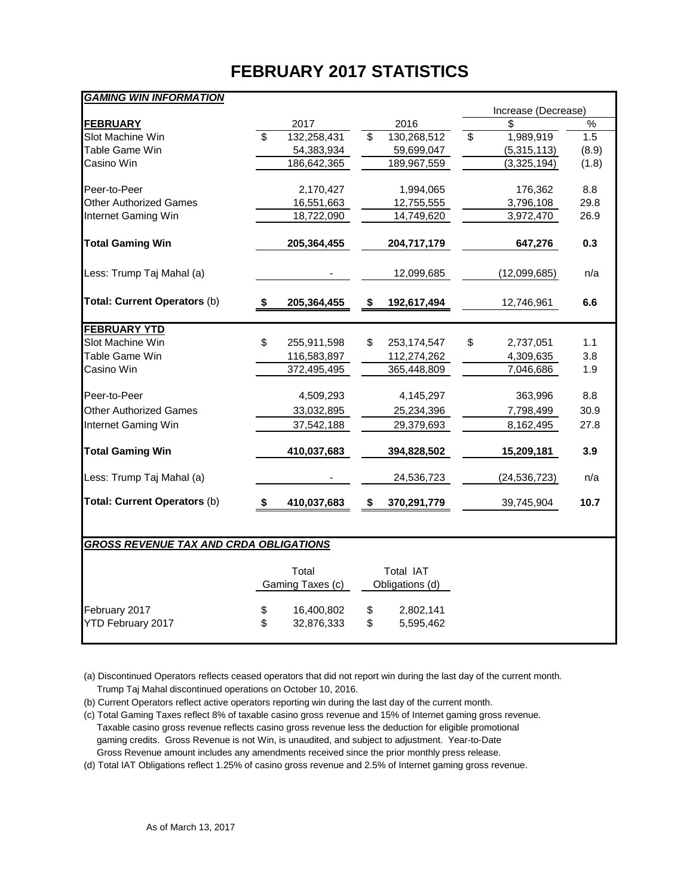# FEBRUARY 2017 STATISTICS

***GAMING WIN INFORMATION***

| FEBRUARY | 2017 | 2016 | Increase (Decrease) $ | Increase (Decrease) % |
|---|---|---|---|---|
| Slot Machine Win | $ 132,258,431 | $ 130,268,512 | $ 1,989,919 | 1.5 |
| Table Game Win | 54,383,934 | 59,699,047 | (5,315,113) | (8.9) |
| Casino Win | 186,642,365 | 189,967,559 | (3,325,194) | (1.8) |
| Peer-to-Peer | 2,170,427 | 1,994,065 | 176,362 | 8.8 |
| Other Authorized Games | 16,551,663 | 12,755,555 | 3,796,108 | 29.8 |
| Internet Gaming Win | 18,722,090 | 14,749,620 | 3,972,470 | 26.9 |
| **Total Gaming Win** | **205,364,455** | **204,717,179** | **647,276** | **0.3** |
| Less: Trump Taj Mahal (a) | - | 12,099,685 | (12,099,685) | n/a |
| **Total: Current Operators** (b) | **$ 205,364,455** | **$ 192,617,494** | 12,746,961 | **6.6** |

| FEBRUARY YTD | 2017 | 2016 | Increase (Decrease) $ | Increase (Decrease) % |
|---|---|---|---|---|
| Slot Machine Win | $ 255,911,598 | $ 253,174,547 | $ 2,737,051 | 1.1 |
| Table Game Win | 116,583,897 | 112,274,262 | 4,309,635 | 3.8 |
| Casino Win | 372,495,495 | 365,448,809 | 7,046,686 | 1.9 |
| Peer-to-Peer | 4,509,293 | 4,145,297 | 363,996 | 8.8 |
| Other Authorized Games | 33,032,895 | 25,234,396 | 7,798,499 | 30.9 |
| Internet Gaming Win | 37,542,188 | 29,379,693 | 8,162,495 | 27.8 |
| **Total Gaming Win** | **410,037,683** | **394,828,502** | **15,209,181** | **3.9** |
| Less: Trump Taj Mahal (a) | - | 24,536,723 | (24,536,723) | n/a |
| **Total: Current Operators** (b) | **$ 410,037,683** | **$ 370,291,779** | 39,745,904 | **10.7** |

***GROSS REVENUE TAX AND CRDA OBLIGATIONS***

| | Total Gaming Taxes (c) | Total IAT Obligations (d) |
|---|---|---|
| February 2017 | $ 16,400,802 | $ 2,802,141 |
| YTD February 2017 | $ 32,876,333 | $ 5,595,462 |

(a) Discontinued Operators reflects ceased operators that did not report win during the last day of the current month. Trump Taj Mahal discontinued operations on October 10, 2016.

(b) Current Operators reflect active operators reporting win during the last day of the current month.

(c) Total Gaming Taxes reflect 8% of taxable casino gross revenue and 15% of Internet gaming gross revenue. Taxable casino gross revenue reflects casino gross revenue less the deduction for eligible promotional gaming credits. Gross Revenue is not Win, is unaudited, and subject to adjustment. Year-to-Date Gross Revenue amount includes any amendments received since the prior monthly press release.

(d) Total IAT Obligations reflect 1.25% of casino gross revenue and 2.5% of Internet gaming gross revenue.

As of March 13, 2017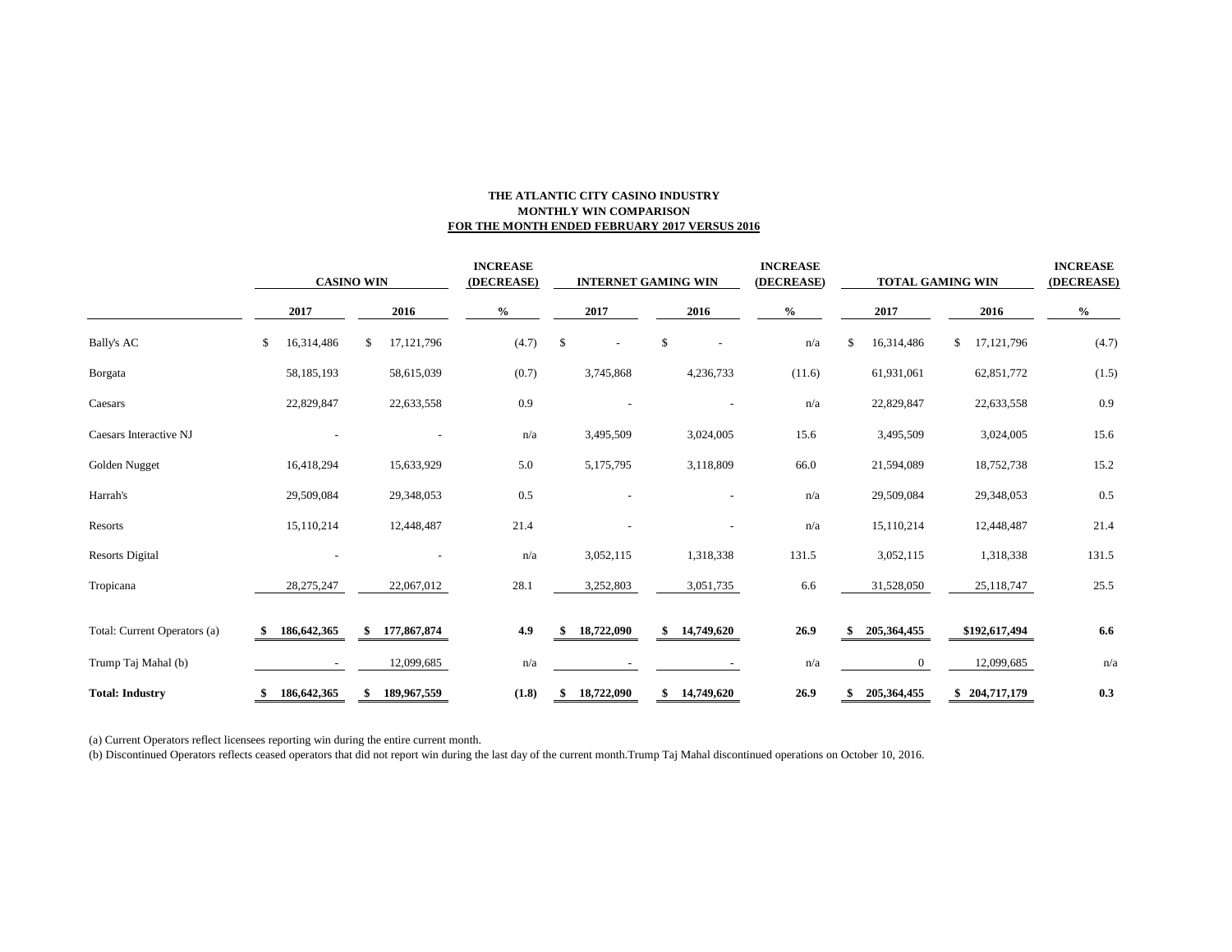**THE ATLANTIC CITY CASINO INDUSTRY**
**MONTHLY WIN COMPARISON**
**FOR THE MONTH ENDED FEBRUARY 2017 VERSUS 2016**

| | CASINO WIN | | INCREASE (DECREASE) | INTERNET GAMING WIN | | INCREASE (DECREASE) | TOTAL GAMING WIN | | INCREASE (DECREASE) |
|---|---|---|---|---|---|---|---|---|---|
| | 2017 | 2016 | % | 2017 | 2016 | % | 2017 | 2016 | % |
| Bally's AC | $ 16,314,486 | $ 17,121,796 | (4.7) | $ - | $ - | n/a | $ 16,314,486 | $ 17,121,796 | (4.7) |
| Borgata | 58,185,193 | 58,615,039 | (0.7) | 3,745,868 | 4,236,733 | (11.6) | 61,931,061 | 62,851,772 | (1.5) |
| Caesars | 22,829,847 | 22,633,558 | 0.9 | - | - | n/a | 22,829,847 | 22,633,558 | 0.9 |
| Caesars Interactive NJ | - | - | n/a | 3,495,509 | 3,024,005 | 15.6 | 3,495,509 | 3,024,005 | 15.6 |
| Golden Nugget | 16,418,294 | 15,633,929 | 5.0 | 5,175,795 | 3,118,809 | 66.0 | 21,594,089 | 18,752,738 | 15.2 |
| Harrah's | 29,509,084 | 29,348,053 | 0.5 | - | - | n/a | 29,509,084 | 29,348,053 | 0.5 |
| Resorts | 15,110,214 | 12,448,487 | 21.4 | - | - | n/a | 15,110,214 | 12,448,487 | 21.4 |
| Resorts Digital | - | - | n/a | 3,052,115 | 1,318,338 | 131.5 | 3,052,115 | 1,318,338 | 131.5 |
| Tropicana | 28,275,247 | 22,067,012 | 28.1 | 3,252,803 | 3,051,735 | 6.6 | 31,528,050 | 25,118,747 | 25.5 |
| Total: Current Operators (a) | **$ 186,642,365** | **$ 177,867,874** | **4.9** | **$ 18,722,090** | **$ 14,749,620** | **26.9** | **$ 205,364,455** | **$192,617,494** | **6.6** |
| Trump Taj Mahal (b) | - | 12,099,685 | n/a | - | - | n/a | 0 | 12,099,685 | n/a |
| **Total: Industry** | **$ 186,642,365** | **$ 189,967,559** | **(1.8)** | **$ 18,722,090** | **$ 14,749,620** | **26.9** | **$ 205,364,455** | **$ 204,717,179** | **0.3** |

(a) Current Operators reflect licensees reporting win during the entire current month.
(b) Discontinued Operators reflects ceased operators that did not report win during the last day of the current month.Trump Taj Mahal discontinued operations on October 10, 2016.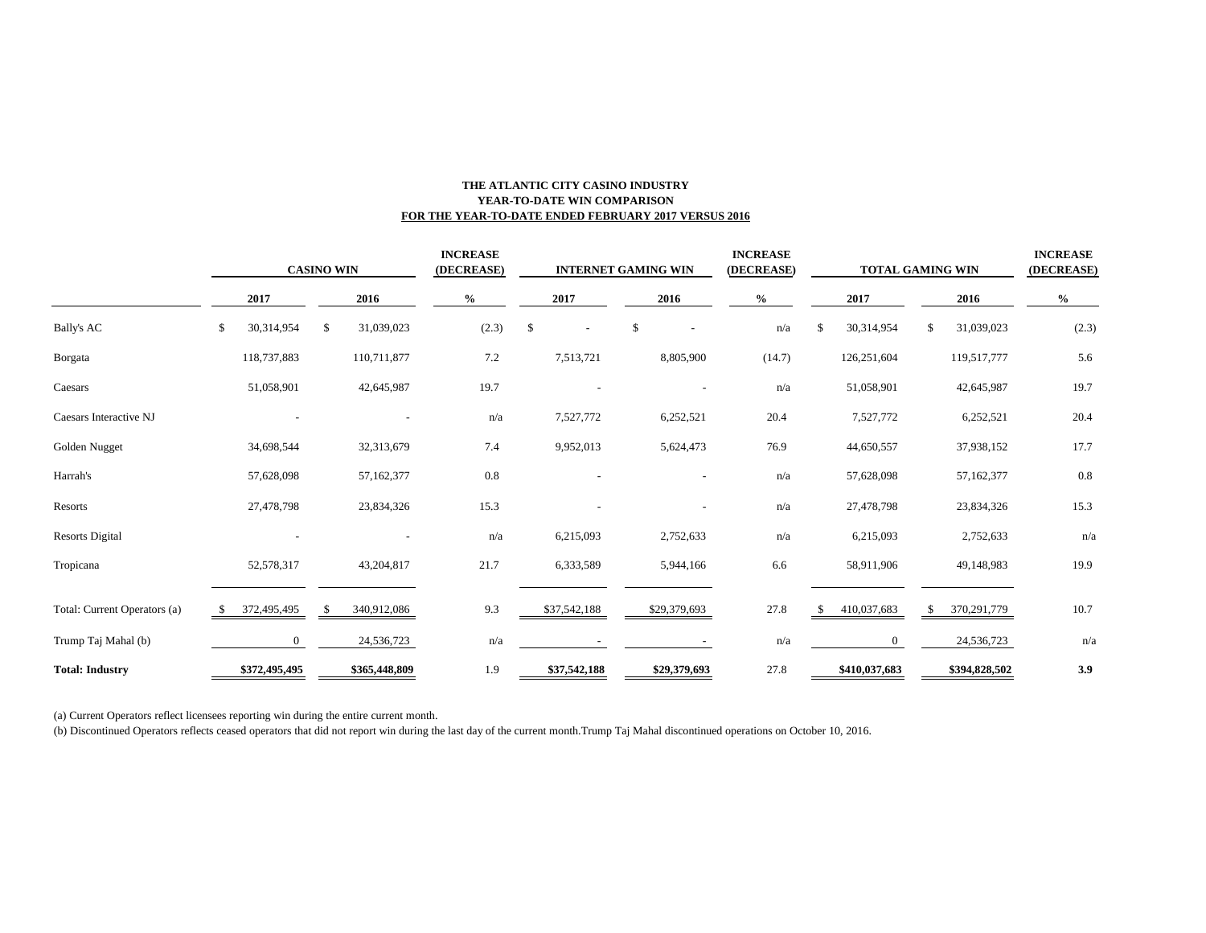**THE ATLANTIC CITY CASINO INDUSTRY**
**YEAR-TO-DATE WIN COMPARISON**
**FOR THE YEAR-TO-DATE ENDED FEBRUARY 2017 VERSUS 2016**

| | CASINO WIN | | INCREASE (DECREASE) | INTERNET GAMING WIN | | INCREASE (DECREASE) | TOTAL GAMING WIN | | INCREASE (DECREASE) |
|---|---|---|---|---|---|---|---|---|---|
| | 2017 | 2016 | % | 2017 | 2016 | % | 2017 | 2016 | % |
| Bally's AC | $ 30,314,954 | $ 31,039,023 | (2.3) | $ - | $ - | n/a | $ 30,314,954 | $ 31,039,023 | (2.3) |
| Borgata | 118,737,883 | 110,711,877 | 7.2 | 7,513,721 | 8,805,900 | (14.7) | 126,251,604 | 119,517,777 | 5.6 |
| Caesars | 51,058,901 | 42,645,987 | 19.7 | - | - | n/a | 51,058,901 | 42,645,987 | 19.7 |
| Caesars Interactive NJ | - | - | n/a | 7,527,772 | 6,252,521 | 20.4 | 7,527,772 | 6,252,521 | 20.4 |
| Golden Nugget | 34,698,544 | 32,313,679 | 7.4 | 9,952,013 | 5,624,473 | 76.9 | 44,650,557 | 37,938,152 | 17.7 |
| Harrah's | 57,628,098 | 57,162,377 | 0.8 | - | - | n/a | 57,628,098 | 57,162,377 | 0.8 |
| Resorts | 27,478,798 | 23,834,326 | 15.3 | - | - | n/a | 27,478,798 | 23,834,326 | 15.3 |
| Resorts Digital | - | - | n/a | 6,215,093 | 2,752,633 | n/a | 6,215,093 | 2,752,633 | n/a |
| Tropicana | 52,578,317 | 43,204,817 | 21.7 | 6,333,589 | 5,944,166 | 6.6 | 58,911,906 | 49,148,983 | 19.9 |
| Total: Current Operators (a) | $ 372,495,495 | $ 340,912,086 | 9.3 | $37,542,188 | $29,379,693 | 27.8 | $ 410,037,683 | $ 370,291,779 | 10.7 |
| Trump Taj Mahal (b) | 0 | 24,536,723 | n/a | - | - | n/a | 0 | 24,536,723 | n/a |
| **Total: Industry** | **$372,495,495** | **$365,448,809** | 1.9 | **$37,542,188** | **$29,379,693** | 27.8 | **$410,037,683** | **$394,828,502** | **3.9** |

(a) Current Operators reflect licensees reporting win during the entire current month.

(b) Discontinued Operators reflects ceased operators that did not report win during the last day of the current month.Trump Taj Mahal discontinued operations on October 10, 2016.